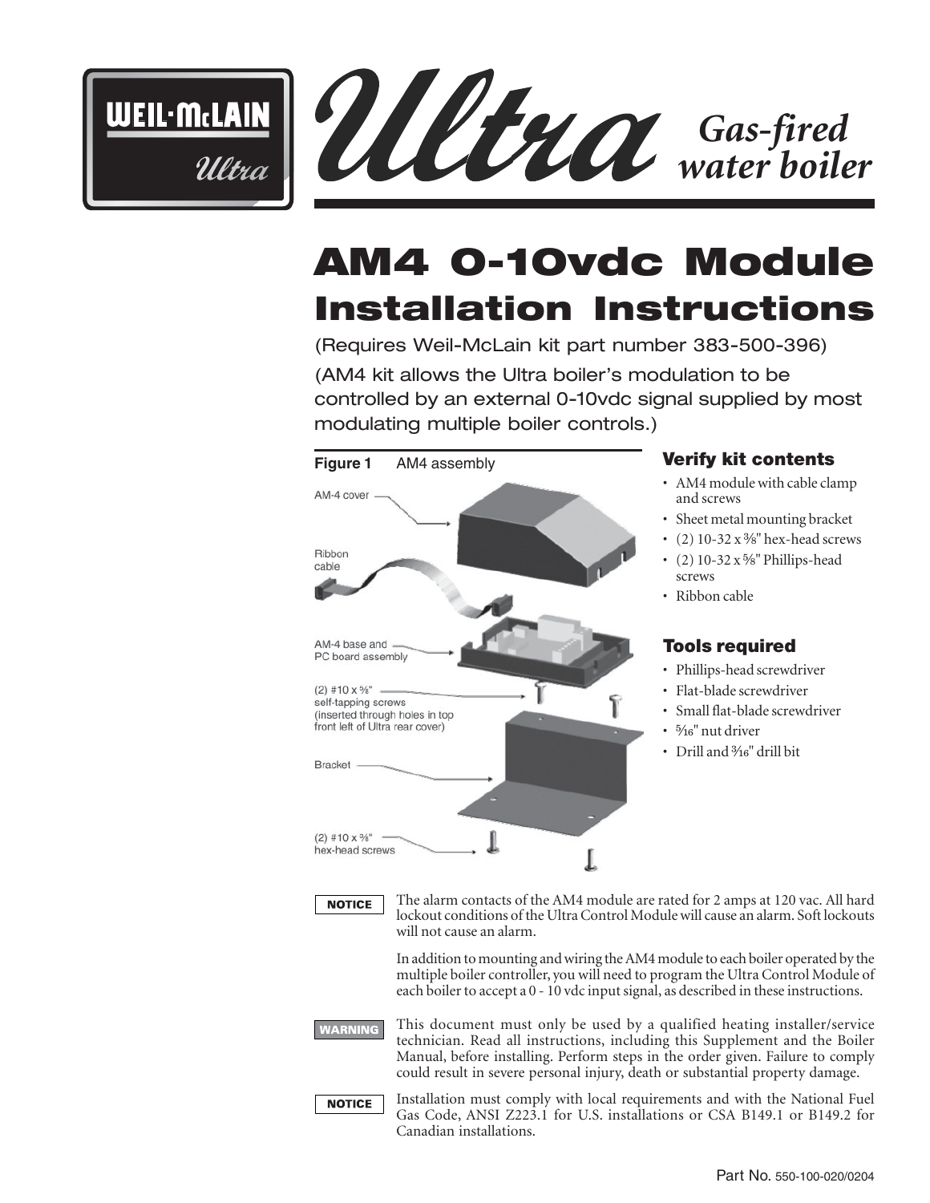# Weil-McLain Ultra — Gas-fired water boiler

# AM4 0-10vdc Module Installation Instructions

(Requires Weil-McLain kit part number 383-500-396)

(AM4 kit allows the Ultra boiler's modulation to be controlled by an external 0-10vdc signal supplied by most modulating multiple boiler controls.)

**Figure 1** AM4 assembly

AM-4 cover

Ribbon cable

AM-4 base and PC board assembly

(2) #10 x ⅝" self-tapping screws (inserted through holes in top front left of Ultra rear cover)

Bracket

(2) #10 x ⅜" hex-head screws

## Verify kit contents

- AM4 module with cable clamp and screws
- Sheet metal mounting bracket
- (2) 10-32 x ⅜" hex-head screws
- (2) 10-32 x ⅝" Phillips-head screws
- Ribbon cable

## Tools required

- Phillips-head screwdriver
- Flat-blade screwdriver
- Small flat-blade screwdriver
- 5⁄16" nut driver
- Drill and 3⁄16" drill bit

**NOTICE** The alarm contacts of the AM4 module are rated for 2 amps at 120 vac. All hard lockout conditions of the Ultra Control Module will cause an alarm. Soft lockouts will not cause an alarm.

In addition to mounting and wiring the AM4 module to each boiler operated by the multiple boiler controller, you will need to program the Ultra Control Module of each boiler to accept a 0 - 10 vdc input signal, as described in these instructions.

**WARNING** This document must only be used by a qualified heating installer/service technician. Read all instructions, including this Supplement and the Boiler Manual, before installing. Perform steps in the order given. Failure to comply could result in severe personal injury, death or substantial property damage.

**NOTICE** Installation must comply with local requirements and with the National Fuel Gas Code, ANSI Z223.1 for U.S. installations or CSA B149.1 or B149.2 for Canadian installations.

Part No. 550-100-020/0204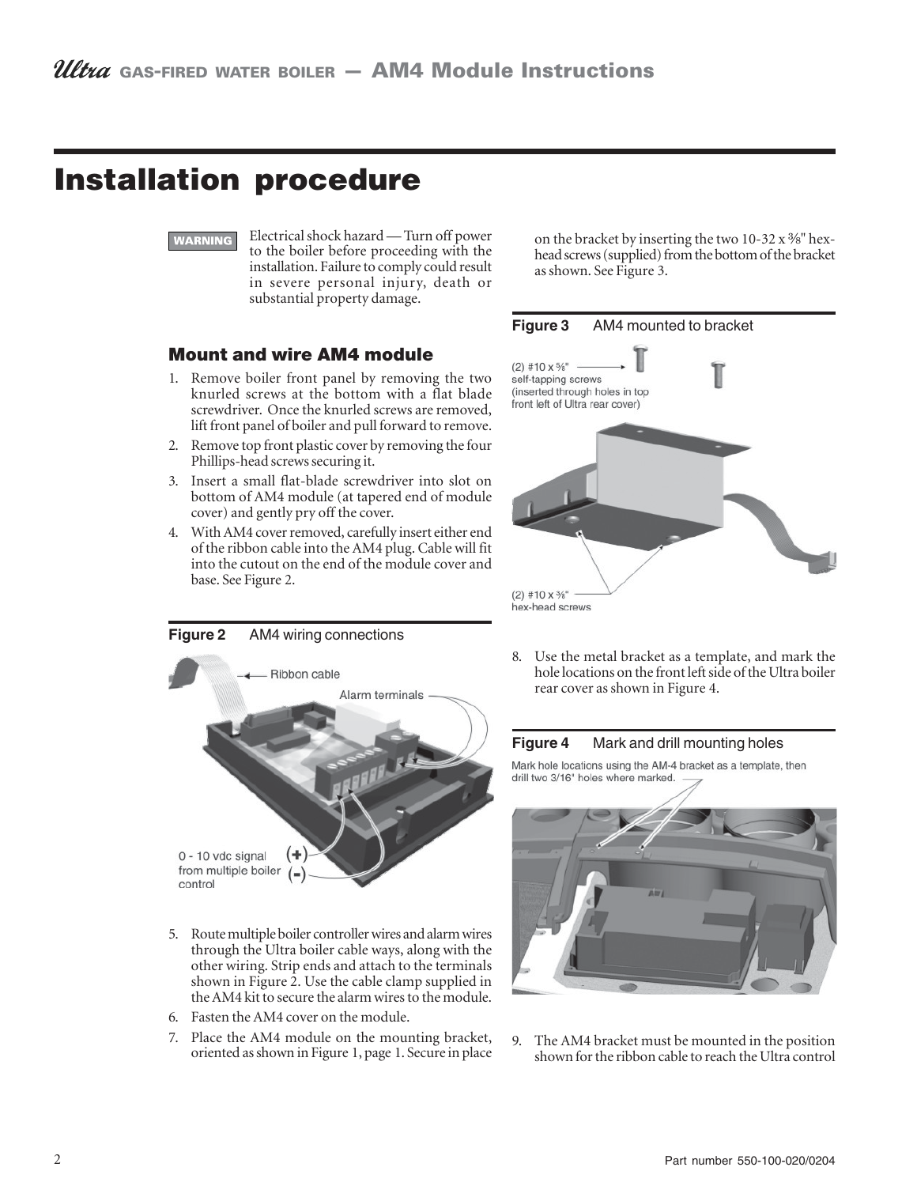# Installation procedure

**WARNING** Electrical shock hazard — Turn off power to the boiler before proceeding with the installation. Failure to comply could result in severe personal injury, death or substantial property damage.

## Mount and wire AM4 module

1. Remove boiler front panel by removing the two knurled screws at the bottom with a flat blade screwdriver. Once the knurled screws are removed, lift front panel of boiler and pull forward to remove.
2. Remove top front plastic cover by removing the four Phillips-head screws securing it.
3. Insert a small flat-blade screwdriver into slot on bottom of AM4 module (at tapered end of module cover) and gently pry off the cover.
4. With AM4 cover removed, carefully insert either end of the ribbon cable into the AM4 plug. Cable will fit into the cutout on the end of the module cover and base. See Figure 2.

**Figure 2** AM4 wiring connections

Ribbon cable

Alarm terminals

0 - 10 vdc signal from multiple boiler control (+) (-)

5. Route multiple boiler controller wires and alarm wires through the Ultra boiler cable ways, along with the other wiring. Strip ends and attach to the terminals shown in Figure 2. Use the cable clamp supplied in the AM4 kit to secure the alarm wires to the module.
6. Fasten the AM4 cover on the module.
7. Place the AM4 module on the mounting bracket, oriented as shown in Figure 1, page 1. Secure in place on the bracket by inserting the two 10-32 x ⅜" hex-head screws (supplied) from the bottom of the bracket as shown. See Figure 3.

**Figure 3** AM4 mounted to bracket

(2) #10 x ⅝" self-tapping screws (inserted through holes in top front left of Ultra rear cover)

(2) #10 x ⅜" hex-head screws

8. Use the metal bracket as a template, and mark the hole locations on the front left side of the Ultra boiler rear cover as shown in Figure 4.

**Figure 4** Mark and drill mounting holes

Mark hole locations using the AM-4 bracket as a template, then drill two 3/16" holes where marked.

9. The AM4 bracket must be mounted in the position shown for the ribbon cable to reach the Ultra control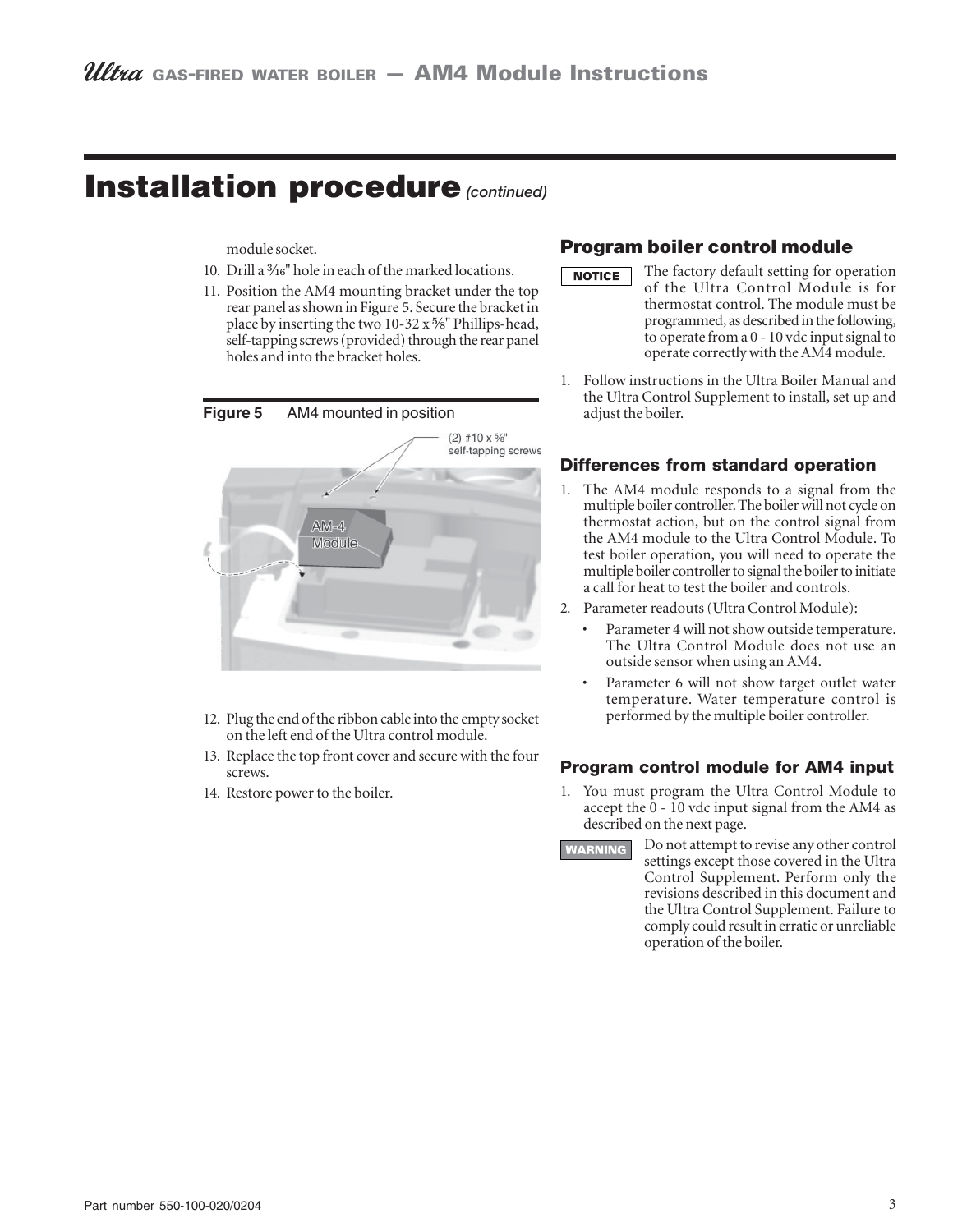# Installation procedure *(continued)*

module socket.

10. Drill a 3⁄16" hole in each of the marked locations.
11. Position the AM4 mounting bracket under the top rear panel as shown in Figure 5. Secure the bracket in place by inserting the two 10-32 x 5⁄8" Phillips-head, self-tapping screws (provided) through the rear panel holes and into the bracket holes.

**Figure 5** AM4 mounted in position

(2) #10 x 5⁄8" self-tapping screws

AM-4 Module

12. Plug the end of the ribbon cable into the empty socket on the left end of the Ultra control module.
13. Replace the top front cover and secure with the four screws.
14. Restore power to the boiler.

## Program boiler control module

**NOTICE** The factory default setting for operation of the Ultra Control Module is for thermostat control. The module must be programmed, as described in the following, to operate from a 0 - 10 vdc input signal to operate correctly with the AM4 module.

1. Follow instructions in the Ultra Boiler Manual and the Ultra Control Supplement to install, set up and adjust the boiler.

### Differences from standard operation

1. The AM4 module responds to a signal from the multiple boiler controller. The boiler will not cycle on thermostat action, but on the control signal from the AM4 module to the Ultra Control Module. To test boiler operation, you will need to operate the multiple boiler controller to signal the boiler to initiate a call for heat to test the boiler and controls.
2. Parameter readouts (Ultra Control Module):
   - Parameter 4 will not show outside temperature. The Ultra Control Module does not use an outside sensor when using an AM4.
   - Parameter 6 will not show target outlet water temperature. Water temperature control is performed by the multiple boiler controller.

### Program control module for AM4 input

1. You must program the Ultra Control Module to accept the 0 - 10 vdc input signal from the AM4 as described on the next page.

**WARNING** Do not attempt to revise any other control settings except those covered in the Ultra Control Supplement. Perform only the revisions described in this document and the Ultra Control Supplement. Failure to comply could result in erratic or unreliable operation of the boiler.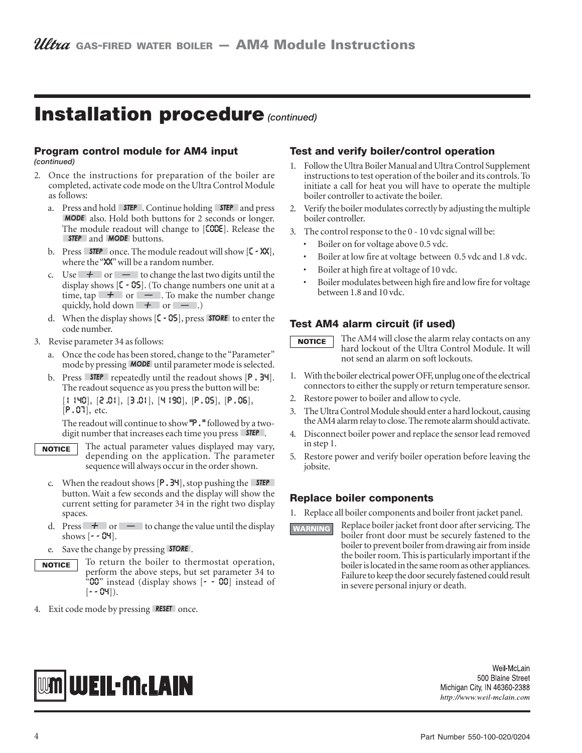# Installation procedure *(continued)*

### Program control module for AM4 input
*(continued)*

2. Once the instructions for preparation of the boiler are completed, activate code mode on the Ultra Control Module as follows:
   a. Press and hold **STEP**. Continue holding **STEP** and press **MODE** also. Hold both buttons for 2 seconds or longer. The module readout will change to [CODE]. Release the **STEP** and **MODE** buttons.
   b. Press **STEP** once. The module readout will show [C - XX], where the "XX" will be a random number.
   c. Use **+** or **—** to change the last two digits until the display shows [C - 05]. (To change numbers one unit at a time, tap **+** or **—**. To make the number change quickly, hold down **+** or **—**.)
   d. When the display shows [C - 05], press **STORE** to enter the code number.
3. Revise parameter 34 as follows:
   a. Once the code has been stored, change to the "Parameter" mode by pressing **MODE** until parameter mode is selected.
   b. Press **STEP** repeatedly until the readout shows [P . 34]. The readout sequence as you press the button will be:

      [1 140], [2.01], [3.01], [4 190], [P.05], [P.06], [P.07], etc.

      The readout will continue to show "P." followed by a two-digit number that increases each time you press **STEP**.

**NOTICE** The actual parameter values displayed may vary, depending on the application. The parameter sequence will always occur in the order shown.

   c. When the readout shows [P . 34], stop pushing the **STEP** button. Wait a few seconds and the display will show the current setting for parameter 34 in the right two display spaces.
   d. Press **+** or **—** to change the value until the display shows [- - 04].
   e. Save the change by pressing **STORE**.

**NOTICE** To return the boiler to thermostat operation, perform the above steps, but set parameter 34 to "00" instead (display shows [- - 00] instead of [- - 04]).

4. Exit code mode by pressing **RESET** once.

### Test and verify boiler/control operation

1. Follow the Ultra Boiler Manual and Ultra Control Supplement instructions to test operation of the boiler and its controls. To initiate a call for heat you will have to operate the multiple boiler controller to activate the boiler.
2. Verify the boiler modulates correctly by adjusting the multiple boiler controller.
3. The control response to the 0 - 10 vdc signal will be:
   - Boiler on for voltage above 0.5 vdc.
   - Boiler at low fire at voltage between 0.5 vdc and 1.8 vdc.
   - Boiler at high fire at voltage of 10 vdc.
   - Boiler modulates between high fire and low fire for voltage between 1.8 and 10 vdc.

### Test AM4 alarm circuit (if used)

**NOTICE** The AM4 will close the alarm relay contacts on any hard lockout of the Ultra Control Module. It will not send an alarm on soft lockouts.

1. With the boiler electrical power OFF, unplug one of the electrical connectors to either the supply or return temperature sensor.
2. Restore power to boiler and allow to cycle.
3. The Ultra Control Module should enter a hard lockout, causing the AM4 alarm relay to close. The remote alarm should activate.
4. Disconnect boiler power and replace the sensor lead removed in step 1.
5. Restore power and verify boiler operation before leaving the jobsite.

### Replace boiler components

1. Replace all boiler components and boiler front jacket panel.

**WARNING** Replace boiler jacket front door after servicing. The boiler front door must be securely fastened to the boiler to prevent boiler from drawing air from inside the boiler room. This is particularly important if the boiler is located in the same room as other appliances. Failure to keep the door securely fastened could result in severe personal injury or death.

WEIL-McLAIN

Weil-McLain
500 Blaine Street
Michigan City, IN 46360-2388
*http://www.weil-mclain.com*

Part Number 550-100-020/0204